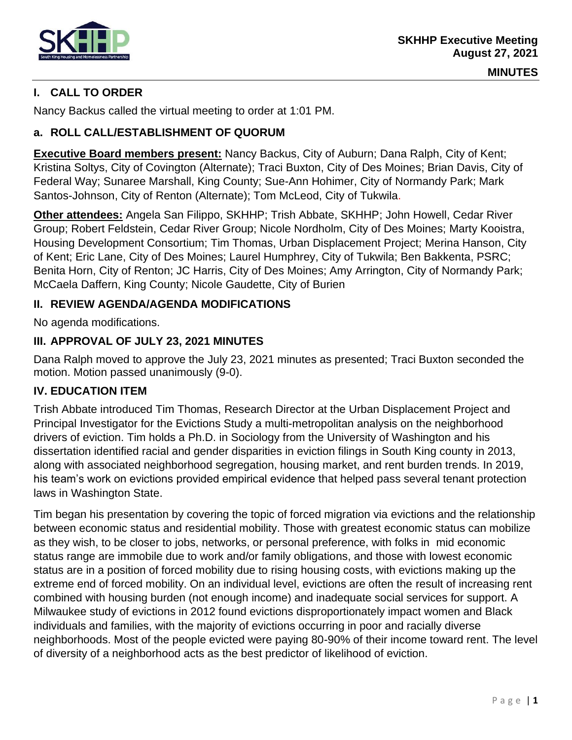**SKHHP Executive Meeting**
**August 27, 2021**

**MINUTES**

## I. CALL TO ORDER

Nancy Backus called the virtual meeting to order at 1:01 PM.

### a. ROLL CALL/ESTABLISHMENT OF QUORUM

**Executive Board members present:** Nancy Backus, City of Auburn; Dana Ralph, City of Kent; Kristina Soltys, City of Covington (Alternate); Traci Buxton, City of Des Moines; Brian Davis, City of Federal Way; Sunaree Marshall, King County; Sue-Ann Hohimer, City of Normandy Park; Mark Santos-Johnson, City of Renton (Alternate); Tom McLeod, City of Tukwila.

**Other attendees:** Angela San Filippo, SKHHP; Trish Abbate, SKHHP; John Howell, Cedar River Group; Robert Feldstein, Cedar River Group; Nicole Nordholm, City of Des Moines; Marty Kooistra, Housing Development Consortium; Tim Thomas, Urban Displacement Project; Merina Hanson, City of Kent; Eric Lane, City of Des Moines; Laurel Humphrey, City of Tukwila; Ben Bakkenta, PSRC; Benita Horn, City of Renton; JC Harris, City of Des Moines; Amy Arrington, City of Normandy Park; McCaela Daffern, King County; Nicole Gaudette, City of Burien

## II. REVIEW AGENDA/AGENDA MODIFICATIONS

No agenda modifications.

## III. APPROVAL OF JULY 23, 2021 MINUTES

Dana Ralph moved to approve the July 23, 2021 minutes as presented; Traci Buxton seconded the motion. Motion passed unanimously (9-0).

## IV. EDUCATION ITEM

Trish Abbate introduced Tim Thomas, Research Director at the Urban Displacement Project and Principal Investigator for the Evictions Study a multi-metropolitan analysis on the neighborhood drivers of eviction. Tim holds a Ph.D. in Sociology from the University of Washington and his dissertation identified racial and gender disparities in eviction filings in South King county in 2013, along with associated neighborhood segregation, housing market, and rent burden trends. In 2019, his team's work on evictions provided empirical evidence that helped pass several tenant protection laws in Washington State.

Tim began his presentation by covering the topic of forced migration via evictions and the relationship between economic status and residential mobility. Those with greatest economic status can mobilize as they wish, to be closer to jobs, networks, or personal preference, with folks in mid economic status range are immobile due to work and/or family obligations, and those with lowest economic status are in a position of forced mobility due to rising housing costs, with evictions making up the extreme end of forced mobility. On an individual level, evictions are often the result of increasing rent combined with housing burden (not enough income) and inadequate social services for support. A Milwaukee study of evictions in 2012 found evictions disproportionately impact women and Black individuals and families, with the majority of evictions occurring in poor and racially diverse neighborhoods. Most of the people evicted were paying 80-90% of their income toward rent. The level of diversity of a neighborhood acts as the best predictor of likelihood of eviction.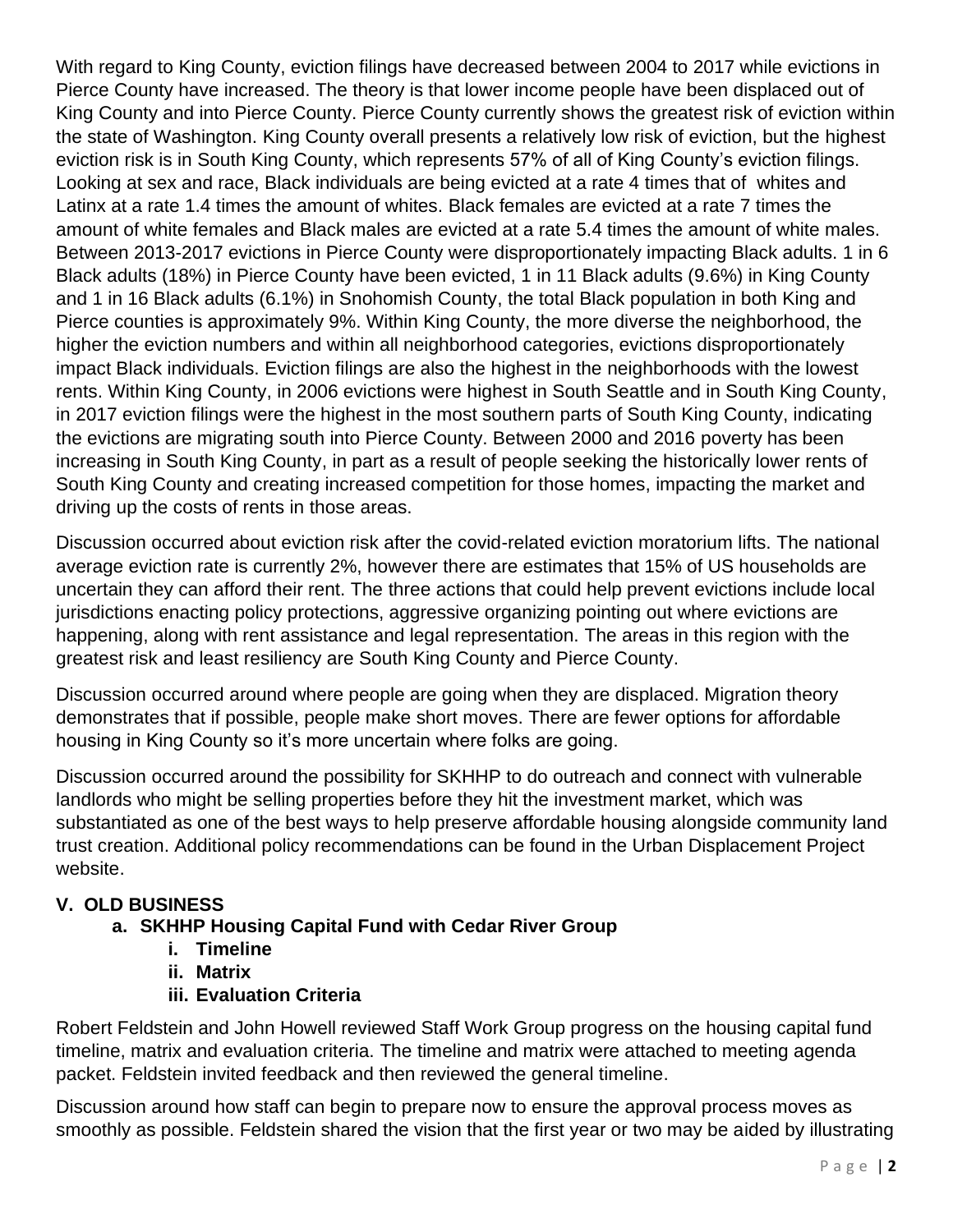With regard to King County, eviction filings have decreased between 2004 to 2017 while evictions in Pierce County have increased. The theory is that lower income people have been displaced out of King County and into Pierce County. Pierce County currently shows the greatest risk of eviction within the state of Washington. King County overall presents a relatively low risk of eviction, but the highest eviction risk is in South King County, which represents 57% of all of King County's eviction filings. Looking at sex and race, Black individuals are being evicted at a rate 4 times that of whites and Latinx at a rate 1.4 times the amount of whites. Black females are evicted at a rate 7 times the amount of white females and Black males are evicted at a rate 5.4 times the amount of white males. Between 2013-2017 evictions in Pierce County were disproportionately impacting Black adults. 1 in 6 Black adults (18%) in Pierce County have been evicted, 1 in 11 Black adults (9.6%) in King County and 1 in 16 Black adults (6.1%) in Snohomish County, the total Black population in both King and Pierce counties is approximately 9%. Within King County, the more diverse the neighborhood, the higher the eviction numbers and within all neighborhood categories, evictions disproportionately impact Black individuals. Eviction filings are also the highest in the neighborhoods with the lowest rents. Within King County, in 2006 evictions were highest in South Seattle and in South King County, in 2017 eviction filings were the highest in the most southern parts of South King County, indicating the evictions are migrating south into Pierce County. Between 2000 and 2016 poverty has been increasing in South King County, in part as a result of people seeking the historically lower rents of South King County and creating increased competition for those homes, impacting the market and driving up the costs of rents in those areas.

Discussion occurred about eviction risk after the covid-related eviction moratorium lifts. The national average eviction rate is currently 2%, however there are estimates that 15% of US households are uncertain they can afford their rent. The three actions that could help prevent evictions include local jurisdictions enacting policy protections, aggressive organizing pointing out where evictions are happening, along with rent assistance and legal representation. The areas in this region with the greatest risk and least resiliency are South King County and Pierce County.

Discussion occurred around where people are going when they are displaced. Migration theory demonstrates that if possible, people make short moves. There are fewer options for affordable housing in King County so it's more uncertain where folks are going.

Discussion occurred around the possibility for SKHHP to do outreach and connect with vulnerable landlords who might be selling properties before they hit the investment market, which was substantiated as one of the best ways to help preserve affordable housing alongside community land trust creation. Additional policy recommendations can be found in the Urban Displacement Project website.

## V. OLD BUSINESS

### a. SKHHP Housing Capital Fund with Cedar River Group

- **i. Timeline**
- **ii. Matrix**
- **iii. Evaluation Criteria**

Robert Feldstein and John Howell reviewed Staff Work Group progress on the housing capital fund timeline, matrix and evaluation criteria. The timeline and matrix were attached to meeting agenda packet. Feldstein invited feedback and then reviewed the general timeline.

Discussion around how staff can begin to prepare now to ensure the approval process moves as smoothly as possible. Feldstein shared the vision that the first year or two may be aided by illustrating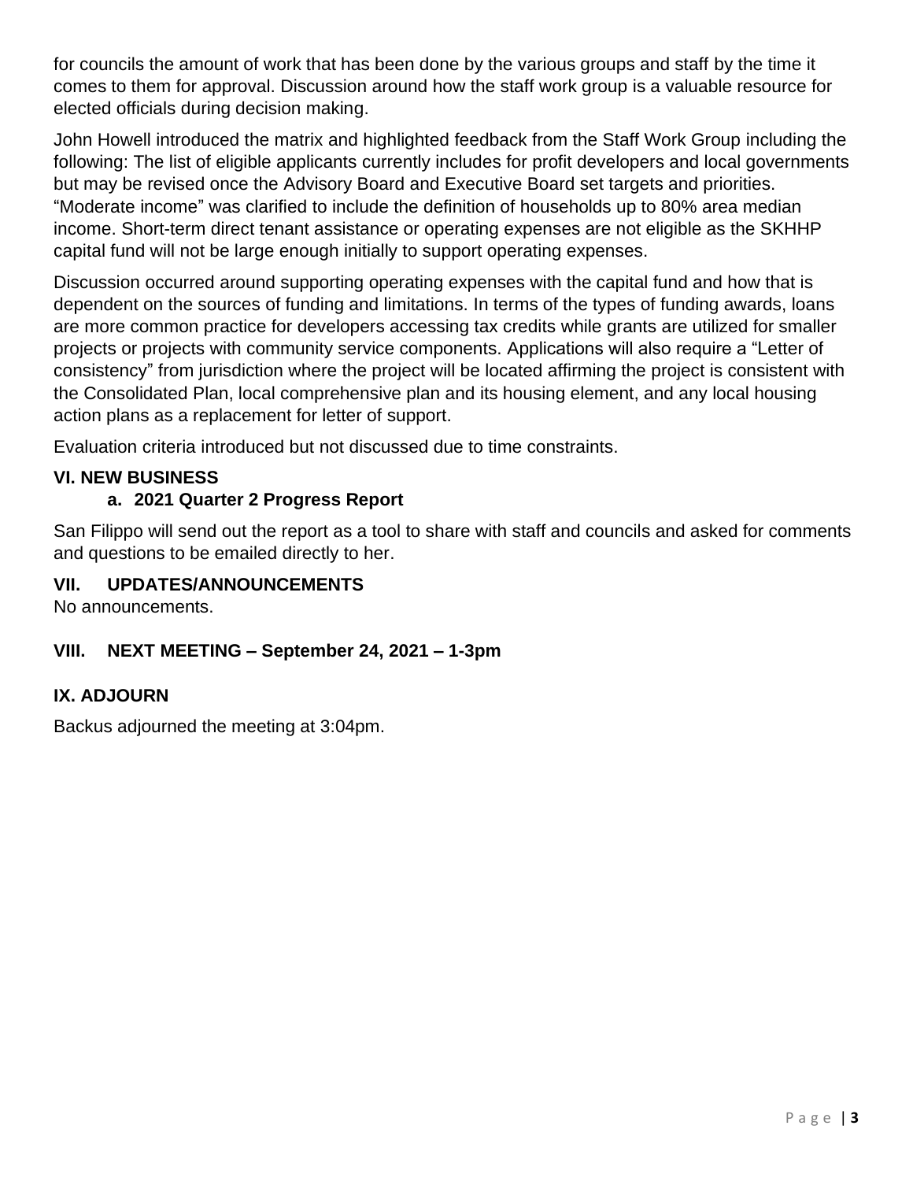for councils the amount of work that has been done by the various groups and staff by the time it comes to them for approval. Discussion around how the staff work group is a valuable resource for elected officials during decision making.

John Howell introduced the matrix and highlighted feedback from the Staff Work Group including the following: The list of eligible applicants currently includes for profit developers and local governments but may be revised once the Advisory Board and Executive Board set targets and priorities. "Moderate income" was clarified to include the definition of households up to 80% area median income. Short-term direct tenant assistance or operating expenses are not eligible as the SKHHP capital fund will not be large enough initially to support operating expenses.

Discussion occurred around supporting operating expenses with the capital fund and how that is dependent on the sources of funding and limitations. In terms of the types of funding awards, loans are more common practice for developers accessing tax credits while grants are utilized for smaller projects or projects with community service components. Applications will also require a "Letter of consistency" from jurisdiction where the project will be located affirming the project is consistent with the Consolidated Plan, local comprehensive plan and its housing element, and any local housing action plans as a replacement for letter of support.

Evaluation criteria introduced but not discussed due to time constraints.

## VI. NEW BUSINESS

### a. 2021 Quarter 2 Progress Report

San Filippo will send out the report as a tool to share with staff and councils and asked for comments and questions to be emailed directly to her.

## VII. UPDATES/ANNOUNCEMENTS

No announcements.

## VIII. NEXT MEETING – September 24, 2021 – 1-3pm

## IX. ADJOURN

Backus adjourned the meeting at 3:04pm.